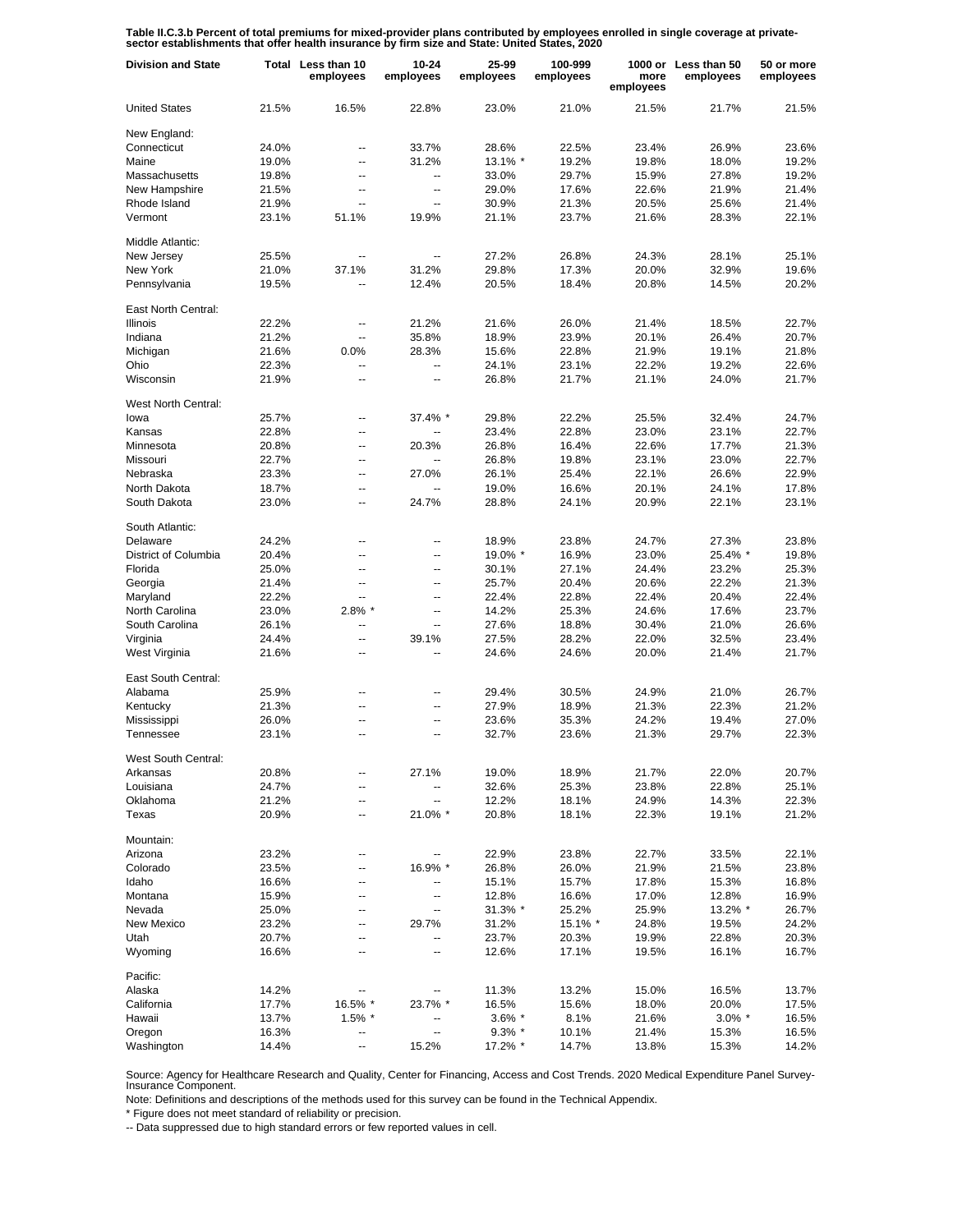**Table II.C.3.b Percent of total premiums for mixed-provider plans contributed by employees enrolled in single coverage at private-sector establishments that offer health insurance by firm size and State: United States, 2020**

| Division and State | Total | Less than 10 employees | 10-24 employees | 25-99 employees | 100-999 employees | 1000 or more employees | Less than 50 employees | 50 or more employees |
|---|---|---|---|---|---|---|---|---|
| United States | 21.5% | 16.5% | 22.8% | 23.0% | 21.0% | 21.5% | 21.7% | 21.5% |
| New England: | | | | | | | | |
| Connecticut | 24.0% | -- | 33.7% | 28.6% | 22.5% | 23.4% | 26.9% | 23.6% |
| Maine | 19.0% | -- | 31.2% | 13.1% * | 19.2% | 19.8% | 18.0% | 19.2% |
| Massachusetts | 19.8% | -- | -- | 33.0% | 29.7% | 15.9% | 27.8% | 19.2% |
| New Hampshire | 21.5% | -- | -- | 29.0% | 17.6% | 22.6% | 21.9% | 21.4% |
| Rhode Island | 21.9% | -- | -- | 30.9% | 21.3% | 20.5% | 25.6% | 21.4% |
| Vermont | 23.1% | 51.1% | 19.9% | 21.1% | 23.7% | 21.6% | 28.3% | 22.1% |
| Middle Atlantic: | | | | | | | | |
| New Jersey | 25.5% | -- | -- | 27.2% | 26.8% | 24.3% | 28.1% | 25.1% |
| New York | 21.0% | 37.1% | 31.2% | 29.8% | 17.3% | 20.0% | 32.9% | 19.6% |
| Pennsylvania | 19.5% | -- | 12.4% | 20.5% | 18.4% | 20.8% | 14.5% | 20.2% |
| East North Central: | | | | | | | | |
| Illinois | 22.2% | -- | 21.2% | 21.6% | 26.0% | 21.4% | 18.5% | 22.7% |
| Indiana | 21.2% | -- | 35.8% | 18.9% | 23.9% | 20.1% | 26.4% | 20.7% |
| Michigan | 21.6% | 0.0% | 28.3% | 15.6% | 22.8% | 21.9% | 19.1% | 21.8% |
| Ohio | 22.3% | -- | -- | 24.1% | 23.1% | 22.2% | 19.2% | 22.6% |
| Wisconsin | 21.9% | -- | -- | 26.8% | 21.7% | 21.1% | 24.0% | 21.7% |
| West North Central: | | | | | | | | |
| Iowa | 25.7% | -- | 37.4% * | 29.8% | 22.2% | 25.5% | 32.4% | 24.7% |
| Kansas | 22.8% | -- | -- | 23.4% | 22.8% | 23.0% | 23.1% | 22.7% |
| Minnesota | 20.8% | -- | 20.3% | 26.8% | 16.4% | 22.6% | 17.7% | 21.3% |
| Missouri | 22.7% | -- | -- | 26.8% | 19.8% | 23.1% | 23.0% | 22.7% |
| Nebraska | 23.3% | -- | 27.0% | 26.1% | 25.4% | 22.1% | 26.6% | 22.9% |
| North Dakota | 18.7% | -- | -- | 19.0% | 16.6% | 20.1% | 24.1% | 17.8% |
| South Dakota | 23.0% | -- | 24.7% | 28.8% | 24.1% | 20.9% | 22.1% | 23.1% |
| South Atlantic: | | | | | | | | |
| Delaware | 24.2% | -- | -- | 18.9% | 23.8% | 24.7% | 27.3% | 23.8% |
| District of Columbia | 20.4% | -- | -- | 19.0% * | 16.9% | 23.0% | 25.4% * | 19.8% |
| Florida | 25.0% | -- | -- | 30.1% | 27.1% | 24.4% | 23.2% | 25.3% |
| Georgia | 21.4% | -- | -- | 25.7% | 20.4% | 20.6% | 22.2% | 21.3% |
| Maryland | 22.2% | -- | -- | 22.4% | 22.8% | 22.4% | 20.4% | 22.4% |
| North Carolina | 23.0% | 2.8% * | -- | 14.2% | 25.3% | 24.6% | 17.6% | 23.7% |
| South Carolina | 26.1% | -- | -- | 27.6% | 18.8% | 30.4% | 21.0% | 26.6% |
| Virginia | 24.4% | -- | 39.1% | 27.5% | 28.2% | 22.0% | 32.5% | 23.4% |
| West Virginia | 21.6% | -- | -- | 24.6% | 24.6% | 20.0% | 21.4% | 21.7% |
| East South Central: | | | | | | | | |
| Alabama | 25.9% | -- | -- | 29.4% | 30.5% | 24.9% | 21.0% | 26.7% |
| Kentucky | 21.3% | -- | -- | 27.9% | 18.9% | 21.3% | 22.3% | 21.2% |
| Mississippi | 26.0% | -- | -- | 23.6% | 35.3% | 24.2% | 19.4% | 27.0% |
| Tennessee | 23.1% | -- | -- | 32.7% | 23.6% | 21.3% | 29.7% | 22.3% |
| West South Central: | | | | | | | | |
| Arkansas | 20.8% | -- | 27.1% | 19.0% | 18.9% | 21.7% | 22.0% | 20.7% |
| Louisiana | 24.7% | -- | -- | 32.6% | 25.3% | 23.8% | 22.8% | 25.1% |
| Oklahoma | 21.2% | -- | -- | 12.2% | 18.1% | 24.9% | 14.3% | 22.3% |
| Texas | 20.9% | -- | 21.0% * | 20.8% | 18.1% | 22.3% | 19.1% | 21.2% |
| Mountain: | | | | | | | | |
| Arizona | 23.2% | -- | -- | 22.9% | 23.8% | 22.7% | 33.5% | 22.1% |
| Colorado | 23.5% | -- | 16.9% * | 26.8% | 26.0% | 21.9% | 21.5% | 23.8% |
| Idaho | 16.6% | -- | -- | 15.1% | 15.7% | 17.8% | 15.3% | 16.8% |
| Montana | 15.9% | -- | -- | 12.8% | 16.6% | 17.0% | 12.8% | 16.9% |
| Nevada | 25.0% | -- | -- | 31.3% * | 25.2% | 25.9% | 13.2% * | 26.7% |
| New Mexico | 23.2% | -- | 29.7% | 31.2% | 15.1% * | 24.8% | 19.5% | 24.2% |
| Utah | 20.7% | -- | -- | 23.7% | 20.3% | 19.9% | 22.8% | 20.3% |
| Wyoming | 16.6% | -- | -- | 12.6% | 17.1% | 19.5% | 16.1% | 16.7% |
| Pacific: | | | | | | | | |
| Alaska | 14.2% | -- | -- | 11.3% | 13.2% | 15.0% | 16.5% | 13.7% |
| California | 17.7% | 16.5% * | 23.7% * | 16.5% | 15.6% | 18.0% | 20.0% | 17.5% |
| Hawaii | 13.7% | 1.5% * | -- | 3.6% * | 8.1% | 21.6% | 3.0% * | 16.5% |
| Oregon | 16.3% | -- | -- | 9.3% * | 10.1% | 21.4% | 15.3% | 16.5% |
| Washington | 14.4% | -- | 15.2% | 17.2% * | 14.7% | 13.8% | 15.3% | 14.2% |

Source: Agency for Healthcare Research and Quality, Center for Financing, Access and Cost Trends. 2020 Medical Expenditure Panel Survey-Insurance Component.

Note: Definitions and descriptions of the methods used for this survey can be found in the Technical Appendix.

* Figure does not meet standard of reliability or precision.

-- Data suppressed due to high standard errors or few reported values in cell.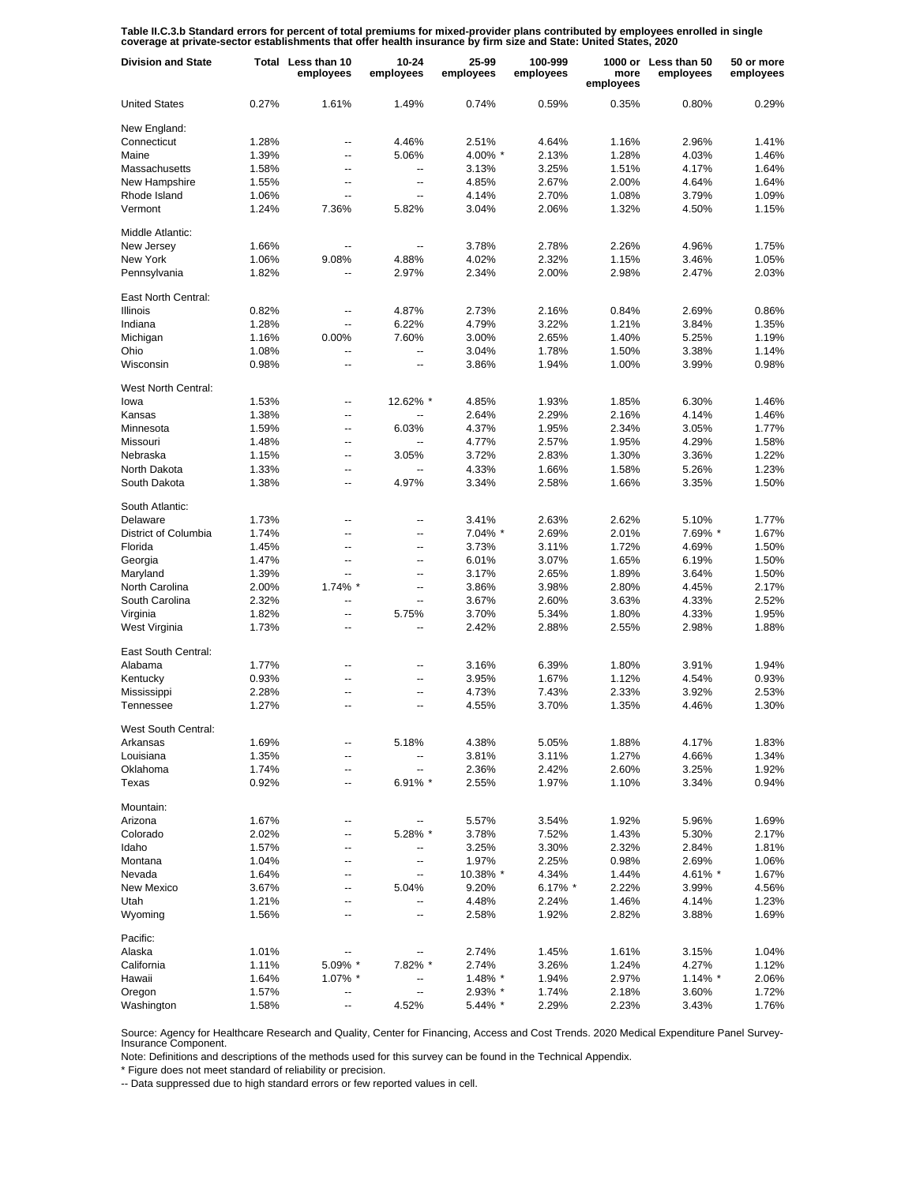**Table II.C.3.b Standard errors for percent of total premiums for mixed-provider plans contributed by employees enrolled in single coverage at private-sector establishments that offer health insurance by firm size and State: United States, 2020**

| Division and State | Total | Less than 10 employees | 10-24 employees | 25-99 employees | 100-999 employees | 1000 or more employees | Less than 50 employees | 50 or more employees |
|---|---|---|---|---|---|---|---|---|
| United States | 0.27% | 1.61% | 1.49% | 0.74% | 0.59% | 0.35% | 0.80% | 0.29% |
| New England: | | | | | | | | |
| Connecticut | 1.28% | -- | 4.46% | 2.51% | 4.64% | 1.16% | 2.96% | 1.41% |
| Maine | 1.39% | -- | 5.06% | 4.00% * | 2.13% | 1.28% | 4.03% | 1.46% |
| Massachusetts | 1.58% | -- | -- | 3.13% | 3.25% | 1.51% | 4.17% | 1.64% |
| New Hampshire | 1.55% | -- | -- | 4.85% | 2.67% | 2.00% | 4.64% | 1.64% |
| Rhode Island | 1.06% | -- | -- | 4.14% | 2.70% | 1.08% | 3.79% | 1.09% |
| Vermont | 1.24% | 7.36% | 5.82% | 3.04% | 2.06% | 1.32% | 4.50% | 1.15% |
| Middle Atlantic: | | | | | | | | |
| New Jersey | 1.66% | -- | -- | 3.78% | 2.78% | 2.26% | 4.96% | 1.75% |
| New York | 1.06% | 9.08% | 4.88% | 4.02% | 2.32% | 1.15% | 3.46% | 1.05% |
| Pennsylvania | 1.82% | -- | 2.97% | 2.34% | 2.00% | 2.98% | 2.47% | 2.03% |
| East North Central: | | | | | | | | |
| Illinois | 0.82% | -- | 4.87% | 2.73% | 2.16% | 0.84% | 2.69% | 0.86% |
| Indiana | 1.28% | -- | 6.22% | 4.79% | 3.22% | 1.21% | 3.84% | 1.35% |
| Michigan | 1.16% | 0.00% | 7.60% | 3.00% | 2.65% | 1.40% | 5.25% | 1.19% |
| Ohio | 1.08% | -- | -- | 3.04% | 1.78% | 1.50% | 3.38% | 1.14% |
| Wisconsin | 0.98% | -- | -- | 3.86% | 1.94% | 1.00% | 3.99% | 0.98% |
| West North Central: | | | | | | | | |
| Iowa | 1.53% | -- | 12.62% * | 4.85% | 1.93% | 1.85% | 6.30% | 1.46% |
| Kansas | 1.38% | -- | -- | 2.64% | 2.29% | 2.16% | 4.14% | 1.46% |
| Minnesota | 1.59% | -- | 6.03% | 4.37% | 1.95% | 2.34% | 3.05% | 1.77% |
| Missouri | 1.48% | -- | -- | 4.77% | 2.57% | 1.95% | 4.29% | 1.58% |
| Nebraska | 1.15% | -- | 3.05% | 3.72% | 2.83% | 1.30% | 3.36% | 1.22% |
| North Dakota | 1.33% | -- | -- | 4.33% | 1.66% | 1.58% | 5.26% | 1.23% |
| South Dakota | 1.38% | -- | 4.97% | 3.34% | 2.58% | 1.66% | 3.35% | 1.50% |
| South Atlantic: | | | | | | | | |
| Delaware | 1.73% | -- | -- | 3.41% | 2.63% | 2.62% | 5.10% | 1.77% |
| District of Columbia | 1.74% | -- | -- | 7.04% * | 2.69% | 2.01% | 7.69% * | 1.67% |
| Florida | 1.45% | -- | -- | 3.73% | 3.11% | 1.72% | 4.69% | 1.50% |
| Georgia | 1.47% | -- | -- | 6.01% | 3.07% | 1.65% | 6.19% | 1.50% |
| Maryland | 1.39% | -- | -- | 3.17% | 2.65% | 1.89% | 3.64% | 1.50% |
| North Carolina | 2.00% | 1.74% * | -- | 3.86% | 3.98% | 2.80% | 4.45% | 2.17% |
| South Carolina | 2.32% | -- | -- | 3.67% | 2.60% | 3.63% | 4.33% | 2.52% |
| Virginia | 1.82% | -- | 5.75% | 3.70% | 5.34% | 1.80% | 4.33% | 1.95% |
| West Virginia | 1.73% | -- | -- | 2.42% | 2.88% | 2.55% | 2.98% | 1.88% |
| East South Central: | | | | | | | | |
| Alabama | 1.77% | -- | -- | 3.16% | 6.39% | 1.80% | 3.91% | 1.94% |
| Kentucky | 0.93% | -- | -- | 3.95% | 1.67% | 1.12% | 4.54% | 0.93% |
| Mississippi | 2.28% | -- | -- | 4.73% | 7.43% | 2.33% | 3.92% | 2.53% |
| Tennessee | 1.27% | -- | -- | 4.55% | 3.70% | 1.35% | 4.46% | 1.30% |
| West South Central: | | | | | | | | |
| Arkansas | 1.69% | -- | 5.18% | 4.38% | 5.05% | 1.88% | 4.17% | 1.83% |
| Louisiana | 1.35% | -- | -- | 3.81% | 3.11% | 1.27% | 4.66% | 1.34% |
| Oklahoma | 1.74% | -- | -- | 2.36% | 2.42% | 2.60% | 3.25% | 1.92% |
| Texas | 0.92% | -- | 6.91% * | 2.55% | 1.97% | 1.10% | 3.34% | 0.94% |
| Mountain: | | | | | | | | |
| Arizona | 1.67% | -- | -- | 5.57% | 3.54% | 1.92% | 5.96% | 1.69% |
| Colorado | 2.02% | -- | 5.28% * | 3.78% | 7.52% | 1.43% | 5.30% | 2.17% |
| Idaho | 1.57% | -- | -- | 3.25% | 3.30% | 2.32% | 2.84% | 1.81% |
| Montana | 1.04% | -- | -- | 1.97% | 2.25% | 0.98% | 2.69% | 1.06% |
| Nevada | 1.64% | -- | -- | 10.38% * | 4.34% | 1.44% | 4.61% * | 1.67% |
| New Mexico | 3.67% | -- | 5.04% | 9.20% | 6.17% * | 2.22% | 3.99% | 4.56% |
| Utah | 1.21% | -- | -- | 4.48% | 2.24% | 1.46% | 4.14% | 1.23% |
| Wyoming | 1.56% | -- | -- | 2.58% | 1.92% | 2.82% | 3.88% | 1.69% |
| Pacific: | | | | | | | | |
| Alaska | 1.01% | -- | -- | 2.74% | 1.45% | 1.61% | 3.15% | 1.04% |
| California | 1.11% | 5.09% * | 7.82% * | 2.74% | 3.26% | 1.24% | 4.27% | 1.12% |
| Hawaii | 1.64% | 1.07% * | -- | 1.48% * | 1.94% | 2.97% | 1.14% * | 2.06% |
| Oregon | 1.57% | -- | -- | 2.93% * | 1.74% | 2.18% | 3.60% | 1.72% |
| Washington | 1.58% | -- | 4.52% | 5.44% * | 2.29% | 2.23% | 3.43% | 1.76% |

Source: Agency for Healthcare Research and Quality, Center for Financing, Access and Cost Trends. 2020 Medical Expenditure Panel Survey-Insurance Component.

Note: Definitions and descriptions of the methods used for this survey can be found in the Technical Appendix.

* Figure does not meet standard of reliability or precision.

-- Data suppressed due to high standard errors or few reported values in cell.